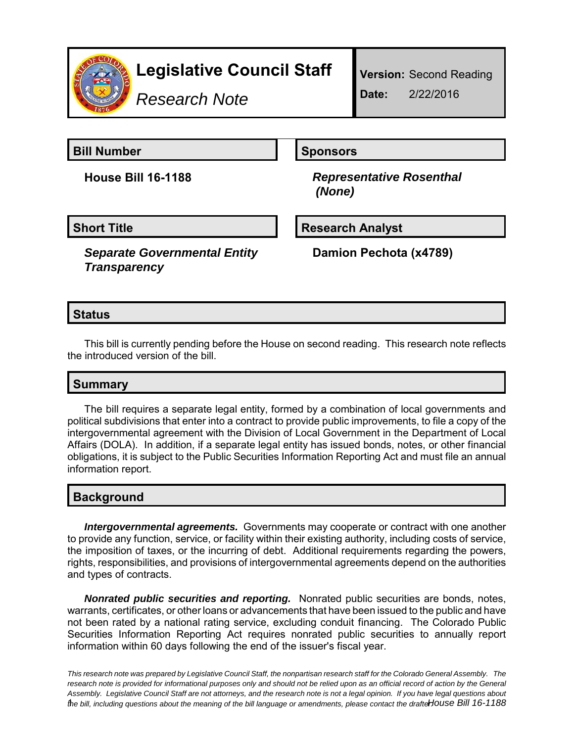# Legislative Council Staff

*Research Note*

**Version:** Second Reading

**Date:** 2/22/2016

| **Bill Number** | **Sponsors** |
| --- | --- |
| **House Bill 16-1188** | ***Representative Rosenthal (None)*** |

| **Short Title** | **Research Analyst** |
| --- | --- |
| ***Separate Governmental Entity Transparency*** | **Damion Pechota (x4789)** |

## Status

This bill is currently pending before the House on second reading. This research note reflects the introduced version of the bill.

## Summary

The bill requires a separate legal entity, formed by a combination of local governments and political subdivisions that enter into a contract to provide public improvements, to file a copy of the intergovernmental agreement with the Division of Local Government in the Department of Local Affairs (DOLA). In addition, if a separate legal entity has issued bonds, notes, or other financial obligations, it is subject to the Public Securities Information Reporting Act and must file an annual information report.

## Background

***Intergovernmental agreements.*** Governments may cooperate or contract with one another to provide any function, service, or facility within their existing authority, including costs of service, the imposition of taxes, or the incurring of debt. Additional requirements regarding the powers, rights, responsibilities, and provisions of intergovernmental agreements depend on the authorities and types of contracts.

***Nonrated public securities and reporting.*** Nonrated public securities are bonds, notes, warrants, certificates, or other loans or advancements that have been issued to the public and have not been rated by a national rating service, excluding conduit financing. The Colorado Public Securities Information Reporting Act requires nonrated public securities to annually report information within 60 days following the end of the issuer's fiscal year.

*This research note was prepared by Legislative Council Staff, the nonpartisan research staff for the Colorado General Assembly. The research note is provided for informational purposes only and should not be relied upon as an official record of action by the General Assembly. Legislative Council Staff are not attorneys, and the research note is not a legal opinion. If you have legal questions about the bill, including questions about the meaning of the bill language or amendments, please contact the drafter.*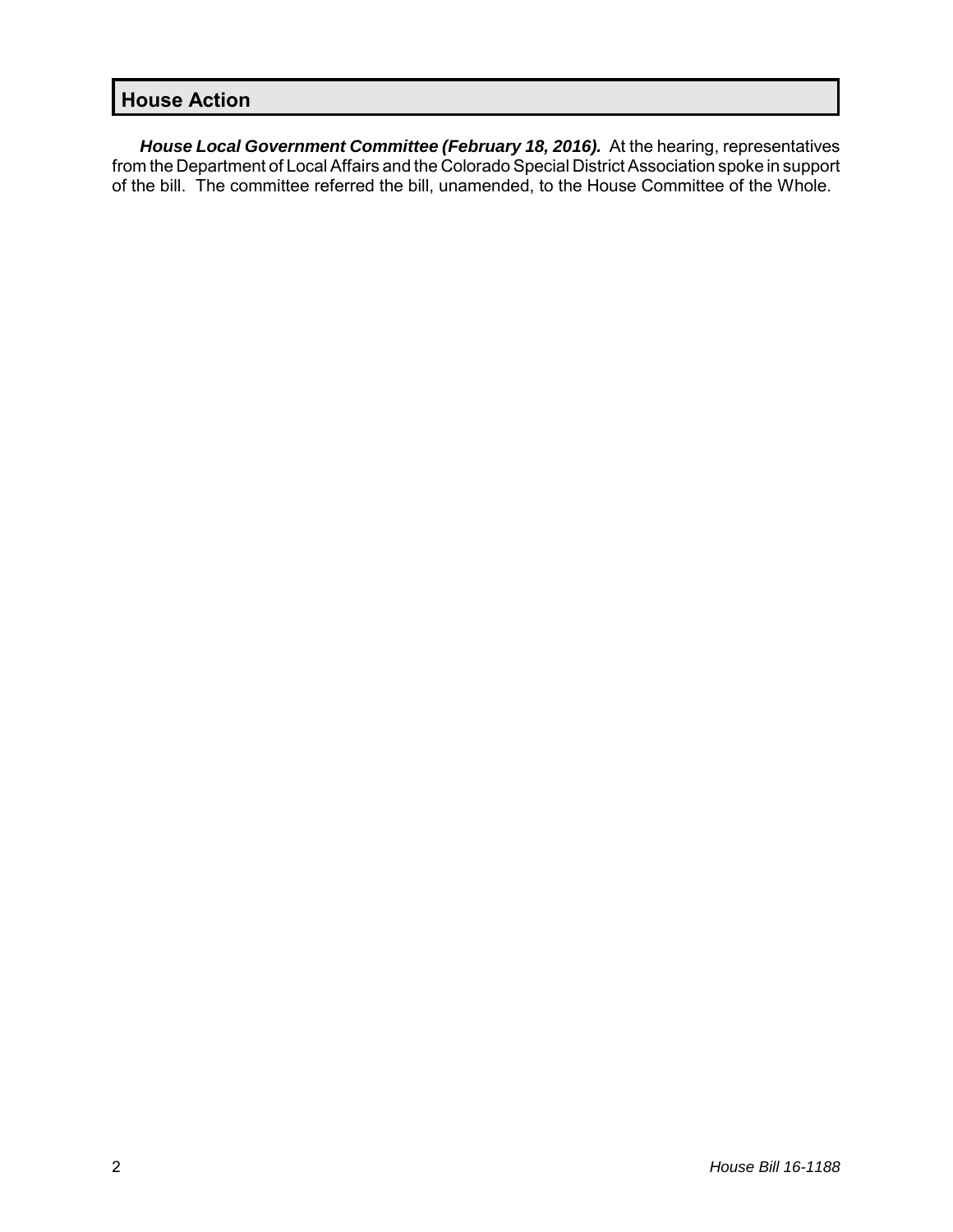## House Action

***House Local Government Committee (February 18, 2016).*** At the hearing, representatives from the Department of Local Affairs and the Colorado Special District Association spoke in support of the bill. The committee referred the bill, unamended, to the House Committee of the Whole.